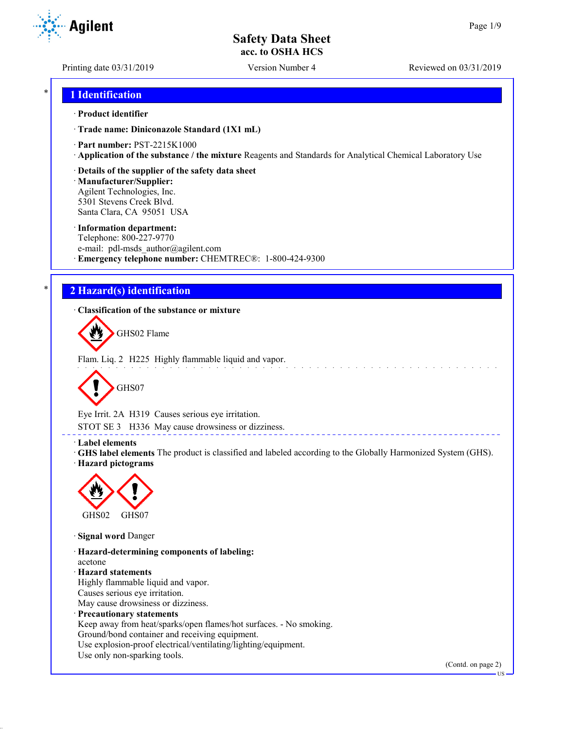# Safety Data Sheet
## acc. to OSHA HCS

Printing date 03/31/2019 | Version Number 4 | Reviewed on 03/31/2019

## 1 Identification

· **Product identifier**

· **Trade name: Diniconazole Standard (1X1 mL)**

· **Part number:** PST-2215K1000

· **Application of the substance / the mixture** Reagents and Standards for Analytical Chemical Laboratory Use

· **Details of the supplier of the safety data sheet**

· **Manufacturer/Supplier:**
Agilent Technologies, Inc.
5301 Stevens Creek Blvd.
Santa Clara, CA 95051 USA

· **Information department:**
Telephone: 800-227-9770
e-mail: pdl-msds_author@agilent.com

· **Emergency telephone number:** CHEMTREC®: 1-800-424-9300

## 2 Hazard(s) identification

· **Classification of the substance or mixture**

GHS02 Flame

Flam. Liq. 2 H225 Highly flammable liquid and vapor.

GHS07

Eye Irrit. 2A H319 Causes serious eye irritation.

STOT SE 3 H336 May cause drowsiness or dizziness.

· **Label elements**

· **GHS label elements** The product is classified and labeled according to the Globally Harmonized System (GHS).

· **Hazard pictograms**

GHS02 GHS07

· **Signal word** Danger

· **Hazard-determining components of labeling:**
acetone

· **Hazard statements**
Highly flammable liquid and vapor.
Causes serious eye irritation.
May cause drowsiness or dizziness.

· **Precautionary statements**
Keep away from heat/sparks/open flames/hot surfaces. - No smoking.
Ground/bond container and receiving equipment.
Use explosion-proof electrical/ventilating/lighting/equipment.
Use only non-sparking tools.

(Contd. on page 2)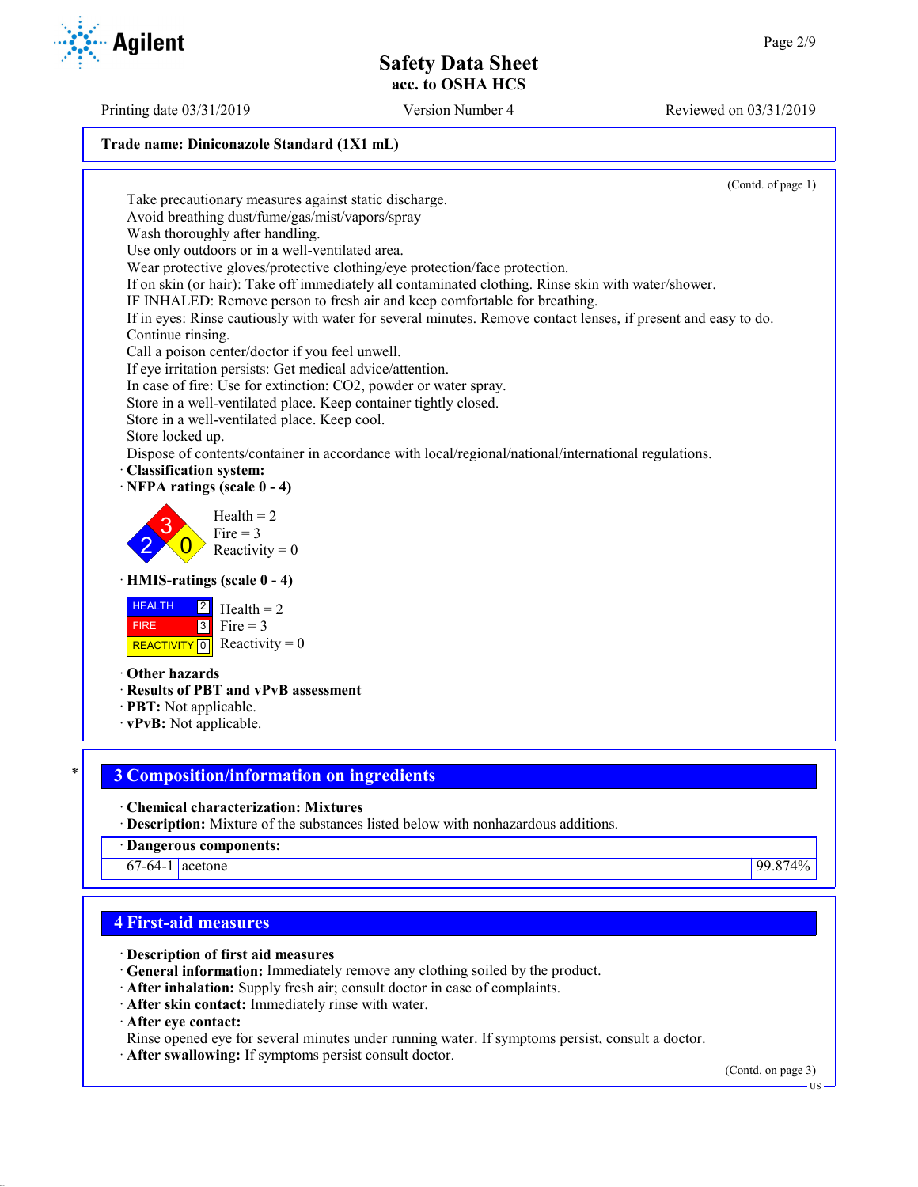Trade name: Diniconazole Standard (1X1 mL)

(Contd. of page 1)

Take precautionary measures against static discharge.
Avoid breathing dust/fume/gas/mist/vapors/spray
Wash thoroughly after handling.
Use only outdoors or in a well-ventilated area.
Wear protective gloves/protective clothing/eye protection/face protection.
If on skin (or hair): Take off immediately all contaminated clothing. Rinse skin with water/shower.
IF INHALED: Remove person to fresh air and keep comfortable for breathing.
If in eyes: Rinse cautiously with water for several minutes. Remove contact lenses, if present and easy to do. Continue rinsing.
Call a poison center/doctor if you feel unwell.
If eye irritation persists: Get medical advice/attention.
In case of fire: Use for extinction: $CO_2$, powder or water spray.
Store in a well-ventilated place. Keep container tightly closed.
Store in a well-ventilated place. Keep cool.
Store locked up.
Dispose of contents/container in accordance with local/regional/national/international regulations.

· **Classification system:**
· **NFPA ratings (scale 0 - 4)**

Health = 2
Fire = 3
Reactivity = 0

· **HMIS-ratings (scale 0 - 4)**

| HEALTH | 2 |
|---|---|
| FIRE | 3 |
| REACTIVITY | 0 |

Health = 2
Fire = 3
Reactivity = 0

· **Other hazards**
· **Results of PBT and vPvB assessment**
· **PBT:** Not applicable.
· **vPvB:** Not applicable.

## 3 Composition/information on ingredients

· **Chemical characterization: Mixtures**
· **Description:** Mixture of the substances listed below with nonhazardous additions.

| · Dangerous components: | | |
|---|---|---|
| 67-64-1 | acetone | 99.874% |

## 4 First-aid measures

· **Description of first aid measures**
· **General information:** Immediately remove any clothing soiled by the product.
· **After inhalation:** Supply fresh air; consult doctor in case of complaints.
· **After skin contact:** Immediately rinse with water.
· **After eye contact:**
Rinse opened eye for several minutes under running water. If symptoms persist, consult a doctor.
· **After swallowing:** If symptoms persist consult doctor.

(Contd. on page 3)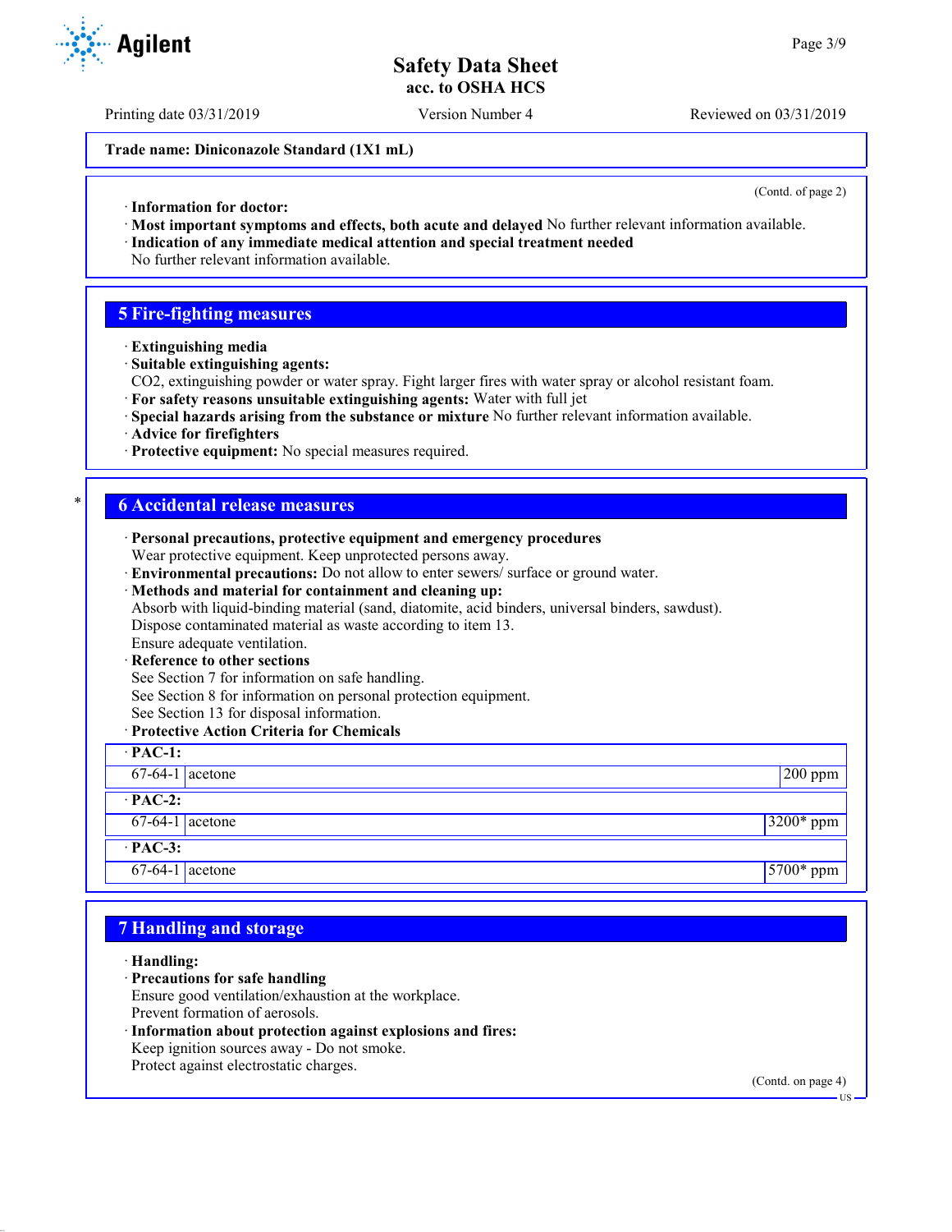**Trade name: Diniconazole Standard (1X1 mL)**

(Contd. of page 2)

· **Information for doctor:**
· **Most important symptoms and effects, both acute and delayed** No further relevant information available.
· **Indication of any immediate medical attention and special treatment needed**
No further relevant information available.

## 5 Fire-fighting measures

· **Extinguishing media**
· **Suitable extinguishing agents:**
$CO_2$, extinguishing powder or water spray. Fight larger fires with water spray or alcohol resistant foam.
· **For safety reasons unsuitable extinguishing agents:** Water with full jet
· **Special hazards arising from the substance or mixture** No further relevant information available.
· **Advice for firefighters**
· **Protective equipment:** No special measures required.

## 6 Accidental release measures

· **Personal precautions, protective equipment and emergency procedures**
Wear protective equipment. Keep unprotected persons away.
· **Environmental precautions:** Do not allow to enter sewers/ surface or ground water.
· **Methods and material for containment and cleaning up:**
Absorb with liquid-binding material (sand, diatomite, acid binders, universal binders, sawdust).
Dispose contaminated material as waste according to item 13.
Ensure adequate ventilation.
· **Reference to other sections**
See Section 7 for information on safe handling.
See Section 8 for information on personal protection equipment.
See Section 13 for disposal information.
· **Protective Action Criteria for Chemicals**

| · **PAC-1:** | | |
|---|---|---|
| 67-64-1 | acetone | 200 ppm |
| · **PAC-2:** | | |
| 67-64-1 | acetone | 3200* ppm |
| · **PAC-3:** | | |
| 67-64-1 | acetone | 5700* ppm |

## 7 Handling and storage

· **Handling:**
· **Precautions for safe handling**
Ensure good ventilation/exhaustion at the workplace.
Prevent formation of aerosols.
· **Information about protection against explosions and fires:**
Keep ignition sources away - Do not smoke.
Protect against electrostatic charges.

(Contd. on page 4)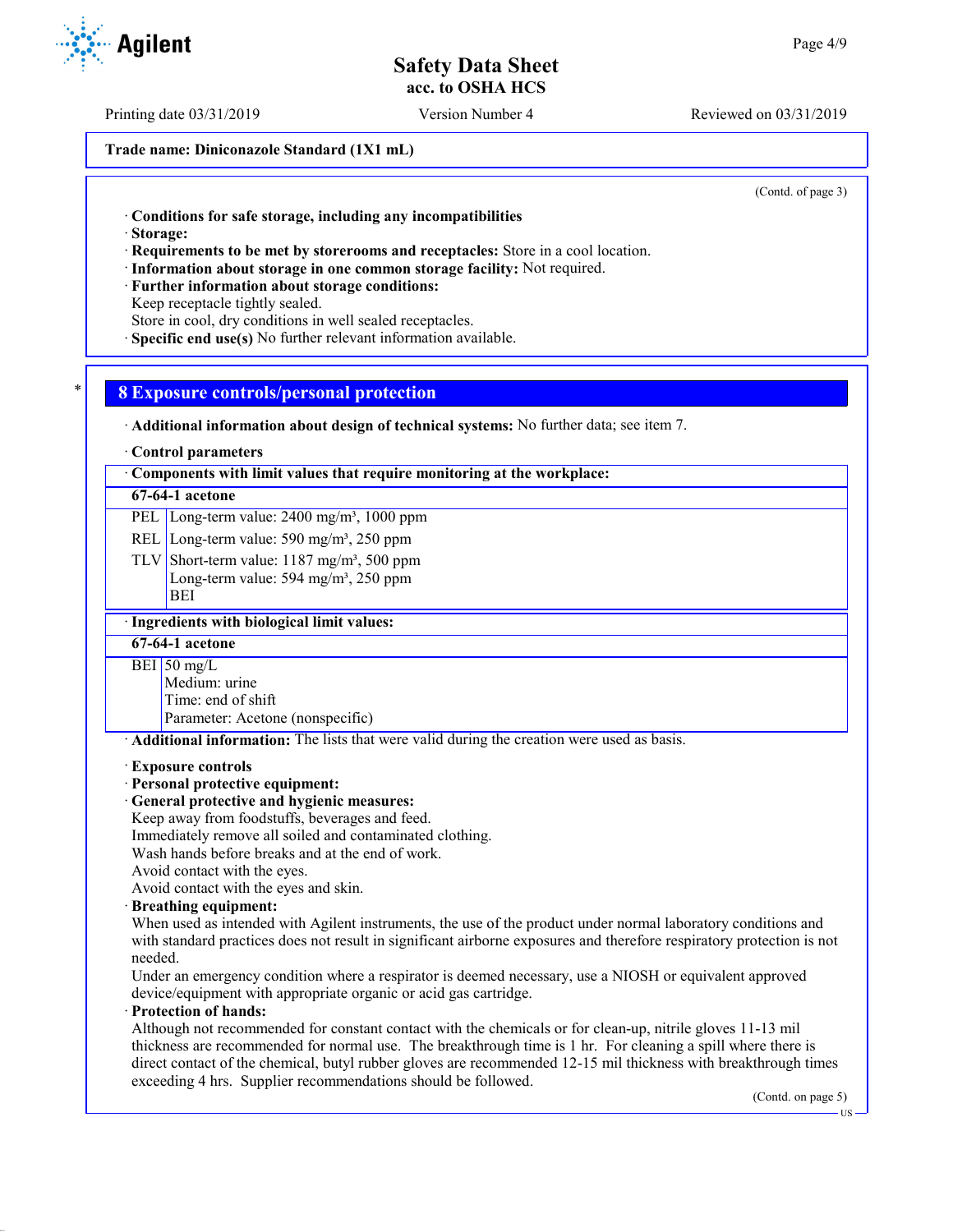Trade name: Diniconazole Standard (1X1 mL)

(Contd. of page 3)

· **Conditions for safe storage, including any incompatibilities**
· **Storage:**
· **Requirements to be met by storerooms and receptacles:** Store in a cool location.
· **Information about storage in one common storage facility:** Not required.
· **Further information about storage conditions:**
Keep receptacle tightly sealed.
Store in cool, dry conditions in well sealed receptacles.
· **Specific end use(s)** No further relevant information available.

## 8 Exposure controls/personal protection

· **Additional information about design of technical systems:** No further data; see item 7.

· **Control parameters**

| · Components with limit values that require monitoring at the workplace: | |
|---|---|
| **67-64-1 acetone** | |
| PEL | Long-term value: 2400 mg/m³, 1000 ppm |
| REL | Long-term value: 590 mg/m³, 250 ppm |
| TLV | Short-term value: 1187 mg/m³, 500 ppm<br>Long-term value: 594 mg/m³, 250 ppm<br>BEI |

| · Ingredients with biological limit values: | |
|---|---|
| **67-64-1 acetone** | |
| BEI | 50 mg/L<br>Medium: urine<br>Time: end of shift<br>Parameter: Acetone (nonspecific) |

· **Additional information:** The lists that were valid during the creation were used as basis.

· **Exposure controls**
· **Personal protective equipment:**
· **General protective and hygienic measures:**
Keep away from foodstuffs, beverages and feed.
Immediately remove all soiled and contaminated clothing.
Wash hands before breaks and at the end of work.
Avoid contact with the eyes.
Avoid contact with the eyes and skin.
· **Breathing equipment:**
When used as intended with Agilent instruments, the use of the product under normal laboratory conditions and with standard practices does not result in significant airborne exposures and therefore respiratory protection is not needed.
Under an emergency condition where a respirator is deemed necessary, use a NIOSH or equivalent approved device/equipment with appropriate organic or acid gas cartridge.
· **Protection of hands:**
Although not recommended for constant contact with the chemicals or for clean-up, nitrile gloves 11-13 mil thickness are recommended for normal use. The breakthrough time is 1 hr. For cleaning a spill where there is direct contact of the chemical, butyl rubber gloves are recommended 12-15 mil thickness with breakthrough times exceeding 4 hrs. Supplier recommendations should be followed.

(Contd. on page 5)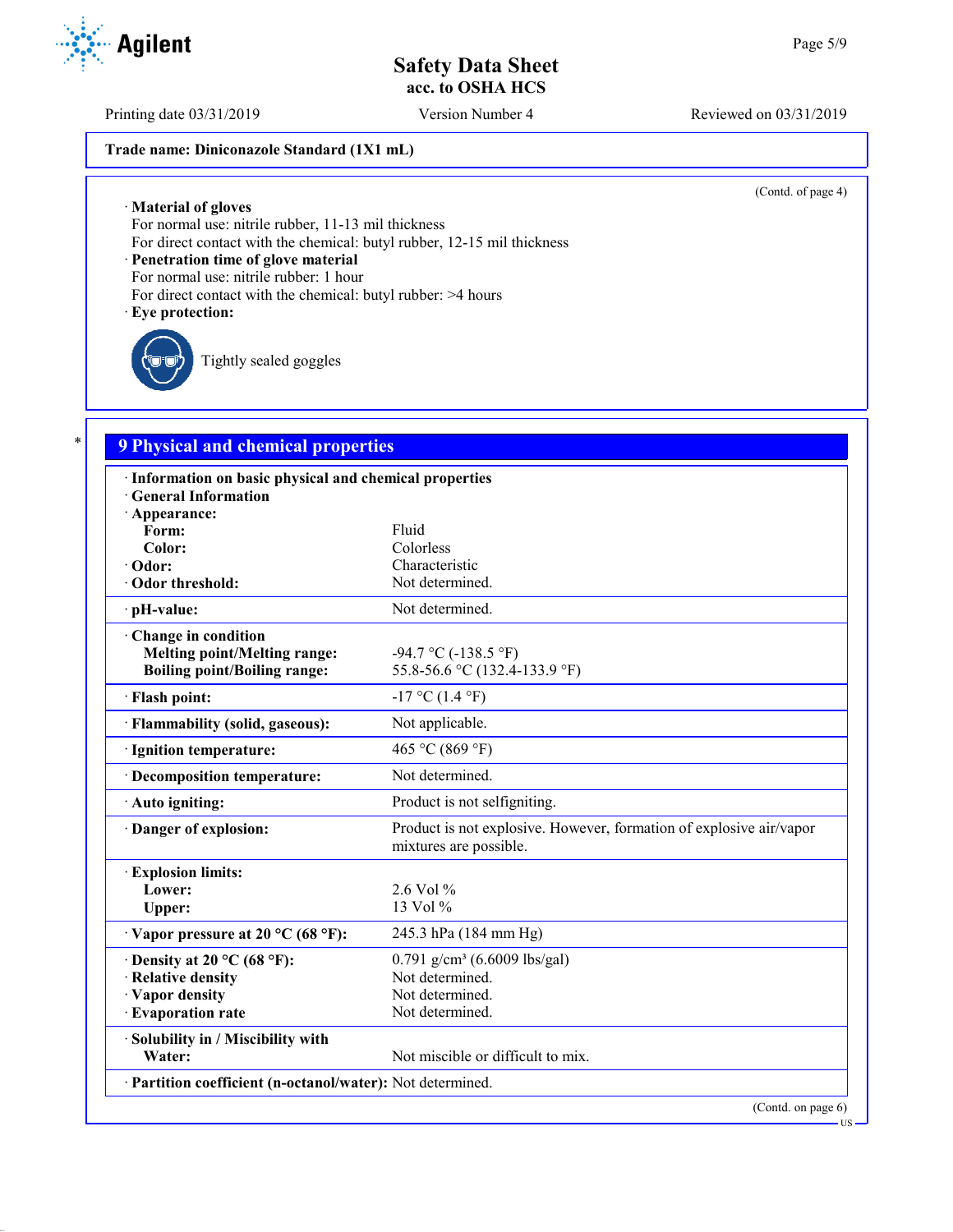Trade name: Diniconazole Standard (1X1 mL)

(Contd. of page 4)

· **Material of gloves**
For normal use: nitrile rubber, 11-13 mil thickness
For direct contact with the chemical: butyl rubber, 12-15 mil thickness

· **Penetration time of glove material**
For normal use: nitrile rubber: 1 hour
For direct contact with the chemical: butyl rubber: >4 hours

· **Eye protection:**

Tightly sealed goggles

## 9 Physical and chemical properties

| | |
|---|---|
| · **Information on basic physical and chemical properties** | |
| · **General Information** | |
| · **Appearance:** | |
| **Form:** | Fluid |
| **Color:** | Colorless |
| · **Odor:** | Characteristic |
| · **Odor threshold:** | Not determined. |
| · **pH-value:** | Not determined. |
| · **Change in condition** | |
| **Melting point/Melting range:** | -94.7 °C (-138.5 °F) |
| **Boiling point/Boiling range:** | 55.8-56.6 °C (132.4-133.9 °F) |
| · **Flash point:** | -17 °C (1.4 °F) |
| · **Flammability (solid, gaseous):** | Not applicable. |
| · **Ignition temperature:** | 465 °C (869 °F) |
| · **Decomposition temperature:** | Not determined. |
| · **Auto igniting:** | Product is not selfigniting. |
| · **Danger of explosion:** | Product is not explosive. However, formation of explosive air/vapor mixtures are possible. |
| · **Explosion limits:** | |
| **Lower:** | 2.6 Vol % |
| **Upper:** | 13 Vol % |
| · **Vapor pressure at 20 °C (68 °F):** | 245.3 hPa (184 mm Hg) |
| · **Density at 20 °C (68 °F):** | 0.791 g/cm³ (6.6009 lbs/gal) |
| · **Relative density** | Not determined. |
| · **Vapor density** | Not determined. |
| · **Evaporation rate** | Not determined. |
| · **Solubility in / Miscibility with** | |
| **Water:** | Not miscible or difficult to mix. |
| · **Partition coefficient (n-octanol/water):** | Not determined. |

(Contd. on page 6)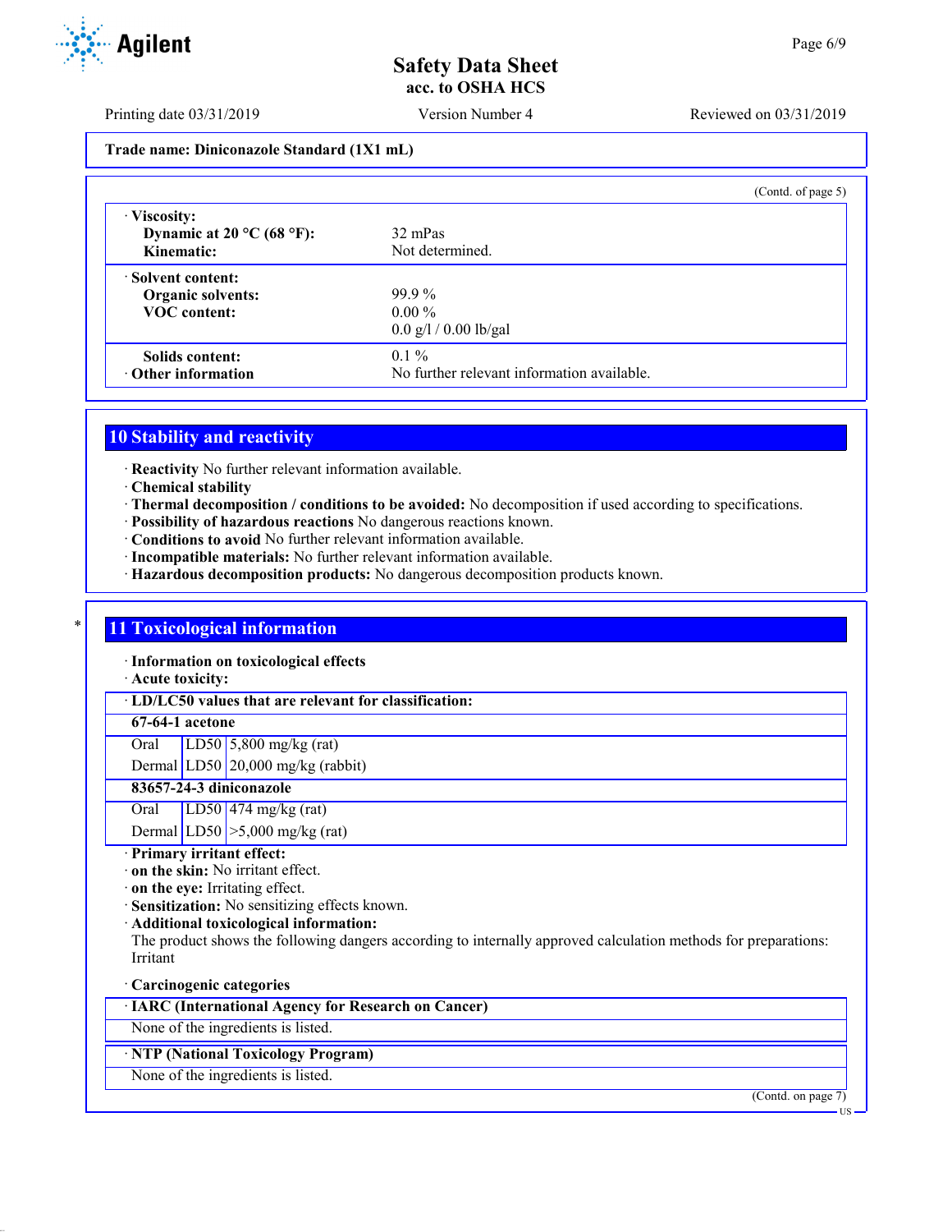Trade name: Diniconazole Standard (1X1 mL)

(Contd. of page 5)

| | |
|---|---|
| · **Viscosity:** | |
| **Dynamic at 20 °C (68 °F):** | 32 mPas |
| **Kinematic:** | Not determined. |
| · **Solvent content:** | |
| **Organic solvents:** | 99.9 % |
| **VOC content:** | 0.00 % |
| | 0.0 g/l / 0.00 lb/gal |
| **Solids content:** | 0.1 % |
| · **Other information** | No further relevant information available. |

## 10 Stability and reactivity

· **Reactivity** No further relevant information available.
· **Chemical stability**
· **Thermal decomposition / conditions to be avoided:** No decomposition if used according to specifications.
· **Possibility of hazardous reactions** No dangerous reactions known.
· **Conditions to avoid** No further relevant information available.
· **Incompatible materials:** No further relevant information available.
· **Hazardous decomposition products:** No dangerous decomposition products known.

## 11 Toxicological information

· **Information on toxicological effects**
· **Acute toxicity:**

| · **LD/LC50 values that are relevant for classification:** | | |
|---|---|---|
| **67-64-1 acetone** | | |
| Oral | LD50 | 5,800 mg/kg (rat) |
| Dermal | LD50 | 20,000 mg/kg (rabbit) |
| **83657-24-3 diniconazole** | | |
| Oral | LD50 | 474 mg/kg (rat) |
| Dermal | LD50 | >5,000 mg/kg (rat) |

· **Primary irritant effect:**
· **on the skin:** No irritant effect.
· **on the eye:** Irritating effect.
· **Sensitization:** No sensitizing effects known.
· **Additional toxicological information:**
The product shows the following dangers according to internally approved calculation methods for preparations:
Irritant

· **Carcinogenic categories**

| · **IARC (International Agency for Research on Cancer)** |
|---|
| None of the ingredients is listed. |

| · **NTP (National Toxicology Program)** |
|---|
| None of the ingredients is listed. |

(Contd. on page 7)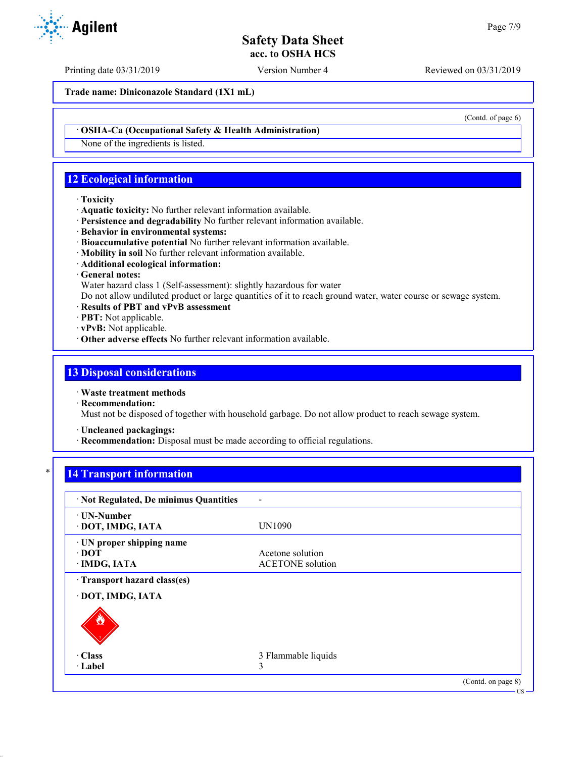Trade name: Diniconazole Standard (1X1 mL)

(Contd. of page 6)

· **OSHA-Ca (Occupational Safety & Health Administration)**

None of the ingredients is listed.

## 12 Ecological information

· **Toxicity**
· **Aquatic toxicity:** No further relevant information available.
· **Persistence and degradability** No further relevant information available.
· **Behavior in environmental systems:**
· **Bioaccumulative potential** No further relevant information available.
· **Mobility in soil** No further relevant information available.
· **Additional ecological information:**
· **General notes:**
Water hazard class 1 (Self-assessment): slightly hazardous for water
Do not allow undiluted product or large quantities of it to reach ground water, water course or sewage system.
· **Results of PBT and vPvB assessment**
· **PBT:** Not applicable.
· **vPvB:** Not applicable.
· **Other adverse effects** No further relevant information available.

## 13 Disposal considerations

· **Waste treatment methods**
· **Recommendation:**
Must not be disposed of together with household garbage. Do not allow product to reach sewage system.

· **Uncleaned packagings:**
· **Recommendation:** Disposal must be made according to official regulations.

## 14 Transport information

| | |
|---|---|
| · **Not Regulated, De minimus Quantities** | - |
| · **UN-Number** | |
| · **DOT, IMDG, IATA** | UN1090 |
| · **UN proper shipping name** | |
| · **DOT** | Acetone solution |
| · **IMDG, IATA** | ACETONE solution |
| · **Transport hazard class(es)** | |
| · **DOT, IMDG, IATA** | |
| · **Class** | 3 Flammable liquids |
| · **Label** | 3 |

(Contd. on page 8)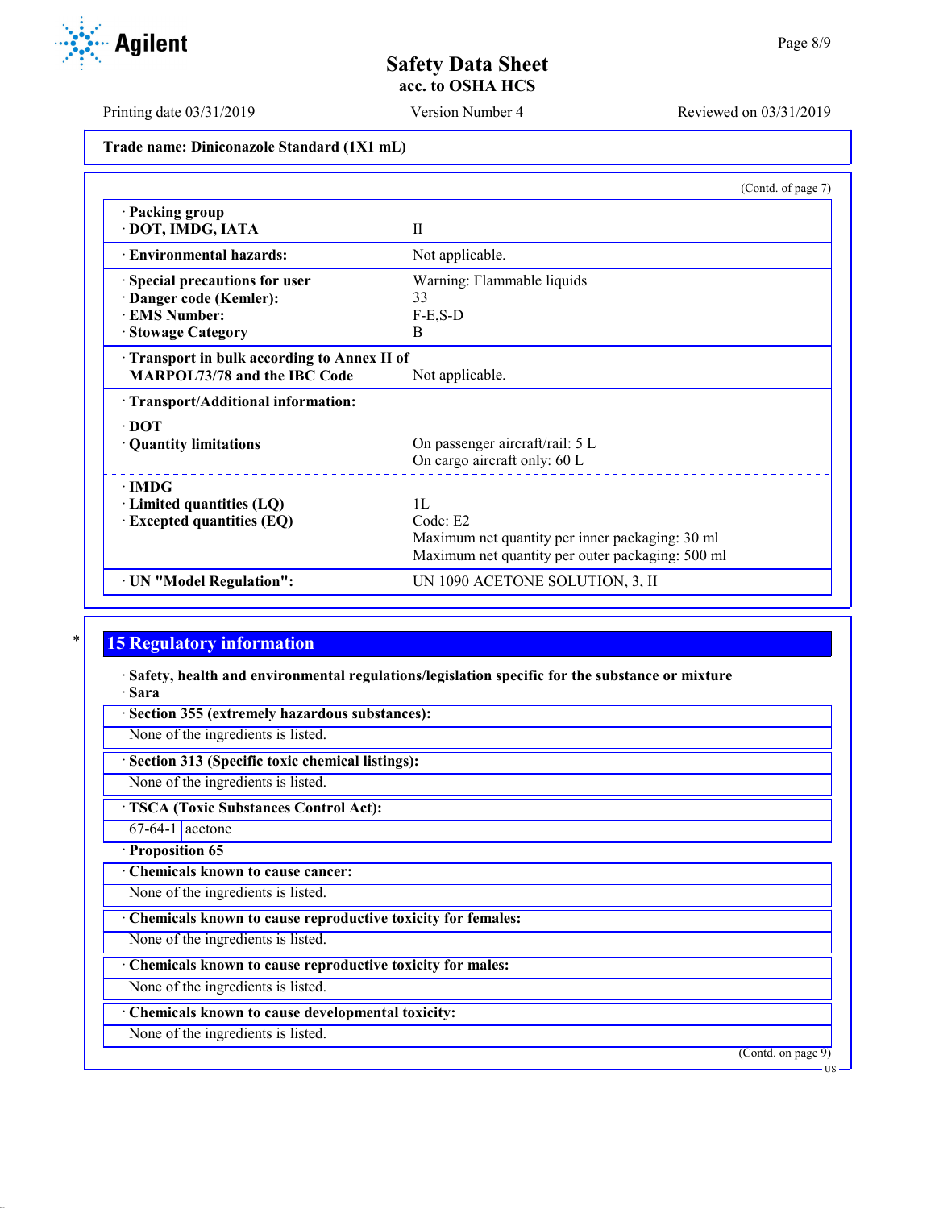Trade name: Diniconazole Standard (1X1 mL)

(Contd. of page 7)

| | |
|---|---|
| · Packing group<br>· DOT, IMDG, IATA | II |
| · Environmental hazards: | Not applicable. |
| · Special precautions for user | Warning: Flammable liquids |
| · Danger code (Kemler): | 33 |
| · EMS Number: | F-E,S-D |
| · Stowage Category | B |
| · Transport in bulk according to Annex II of MARPOL73/78 and the IBC Code | Not applicable. |
| · Transport/Additional information: | |
| · DOT | |
| · Quantity limitations | On passenger aircraft/rail: 5 L<br>On cargo aircraft only: 60 L |
| · IMDG | |
| · Limited quantities (LQ) | 1L |
| · Excepted quantities (EQ) | Code: E2<br>Maximum net quantity per inner packaging: 30 ml<br>Maximum net quantity per outer packaging: 500 ml |
| · UN "Model Regulation": | UN 1090 ACETONE SOLUTION, 3, II |

## 15 Regulatory information

· **Safety, health and environmental regulations/legislation specific for the substance or mixture**

· **Sara**

· **Section 355 (extremely hazardous substances):**

None of the ingredients is listed.

· **Section 313 (Specific toxic chemical listings):**

None of the ingredients is listed.

· **TSCA (Toxic Substances Control Act):**

| | |
|---|---|
| 67-64-1 | acetone |

· **Proposition 65**

· **Chemicals known to cause cancer:**

None of the ingredients is listed.

· **Chemicals known to cause reproductive toxicity for females:**

None of the ingredients is listed.

· **Chemicals known to cause reproductive toxicity for males:**

None of the ingredients is listed.

· **Chemicals known to cause developmental toxicity:**

None of the ingredients is listed.

(Contd. on page 9)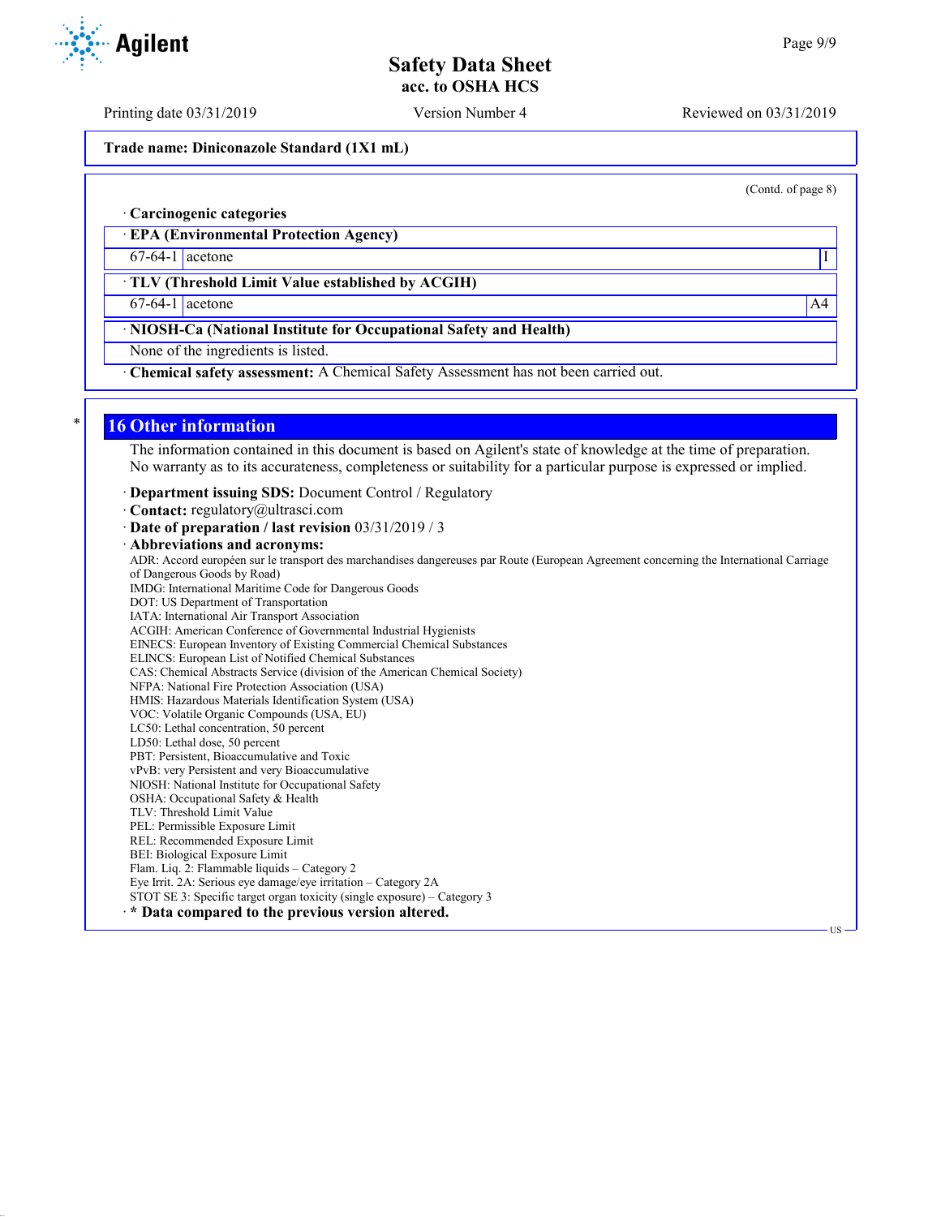(Contd. of page 8)

· **Carcinogenic categories**

· **EPA (Environmental Protection Agency)**

| | | |
|---|---|---|
| 67-64-1 | acetone | I |

· **TLV (Threshold Limit Value established by ACGIH)**

| | | |
|---|---|---|
| 67-64-1 | acetone | A4 |

· **NIOSH-Ca (National Institute for Occupational Safety and Health)**

None of the ingredients is listed.

· **Chemical safety assessment:** A Chemical Safety Assessment has not been carried out.

## 16 Other information

The information contained in this document is based on Agilent's state of knowledge at the time of preparation. No warranty as to its accurateness, completeness or suitability for a particular purpose is expressed or implied.

· **Department issuing SDS:** Document Control / Regulatory
· **Contact:** regulatory@ultrasci.com
· **Date of preparation / last revision** 03/31/2019 / 3
· **Abbreviations and acronyms:**

ADR: Accord européen sur le transport des marchandises dangereuses par Route (European Agreement concerning the International Carriage of Dangerous Goods by Road)
IMDG: International Maritime Code for Dangerous Goods
DOT: US Department of Transportation
IATA: International Air Transport Association
ACGIH: American Conference of Governmental Industrial Hygienists
EINECS: European Inventory of Existing Commercial Chemical Substances
ELINCS: European List of Notified Chemical Substances
CAS: Chemical Abstracts Service (division of the American Chemical Society)
NFPA: National Fire Protection Association (USA)
HMIS: Hazardous Materials Identification System (USA)
VOC: Volatile Organic Compounds (USA, EU)
LC50: Lethal concentration, 50 percent
LD50: Lethal dose, 50 percent
PBT: Persistent, Bioaccumulative and Toxic
vPvB: very Persistent and very Bioaccumulative
NIOSH: National Institute for Occupational Safety
OSHA: Occupational Safety & Health
TLV: Threshold Limit Value
PEL: Permissible Exposure Limit
REL: Recommended Exposure Limit
BEI: Biological Exposure Limit
Flam. Liq. 2: Flammable liquids – Category 2
Eye Irrit. 2A: Serious eye damage/eye irritation – Category 2A
STOT SE 3: Specific target organ toxicity (single exposure) – Category 3

· * **Data compared to the previous version altered.**